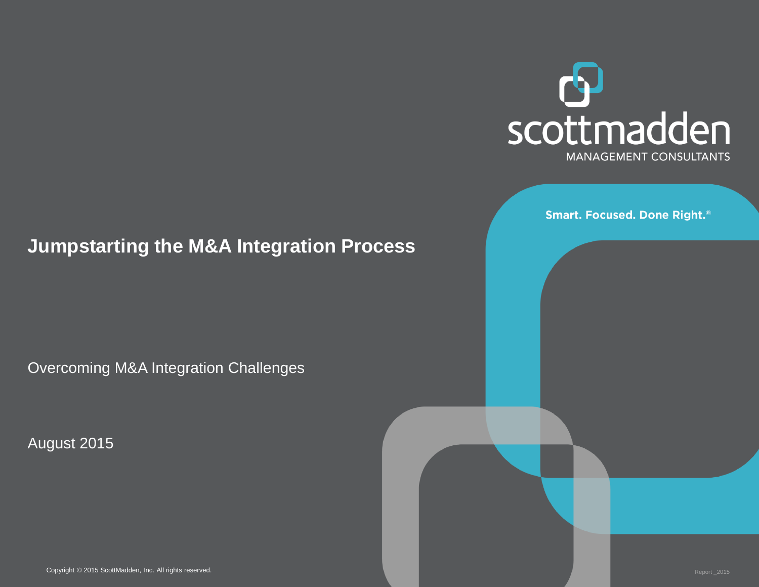scottmadden

MANAGEMENT CONSULTANTS

Smart. Focused. Done Right.®

# Jumpstarting the M&A Integration Process

Overcoming M&A Integration Challenges

August 2015

Copyright © 2015 ScottMadden, Inc. All rights reserved.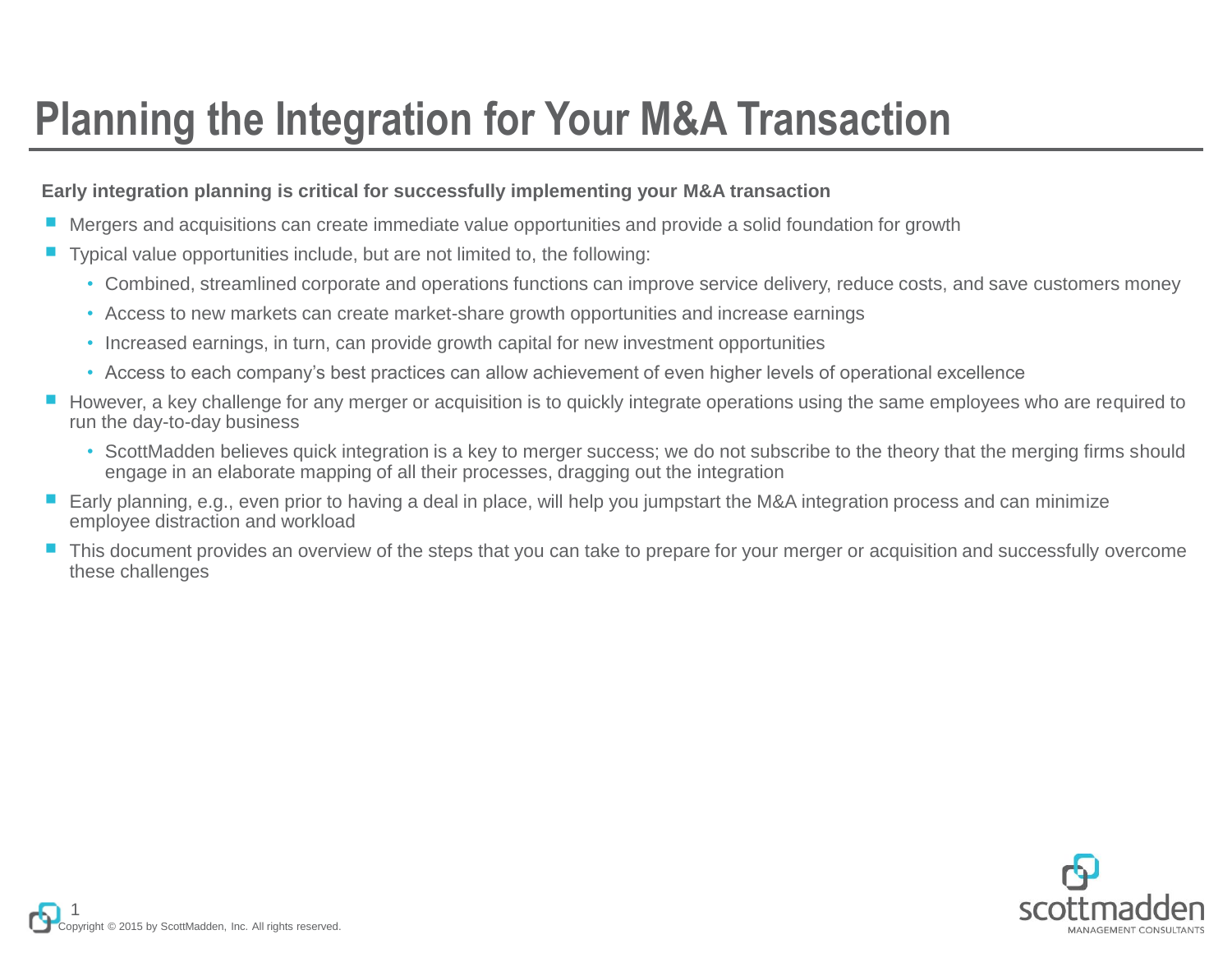# Planning the Integration for Your M&A Transaction

**Early integration planning is critical for successfully implementing your M&A transaction**

- Mergers and acquisitions can create immediate value opportunities and provide a solid foundation for growth
- Typical value opportunities include, but are not limited to, the following:
  - Combined, streamlined corporate and operations functions can improve service delivery, reduce costs, and save customers money
  - Access to new markets can create market-share growth opportunities and increase earnings
  - Increased earnings, in turn, can provide growth capital for new investment opportunities
  - Access to each company's best practices can allow achievement of even higher levels of operational excellence
- However, a key challenge for any merger or acquisition is to quickly integrate operations using the same employees who are required to run the day-to-day business
  - ScottMadden believes quick integration is a key to merger success; we do not subscribe to the theory that the merging firms should engage in an elaborate mapping of all their processes, dragging out the integration
- Early planning, e.g., even prior to having a deal in place, will help you jumpstart the M&A integration process and can minimize employee distraction and workload
- This document provides an overview of the steps that you can take to prepare for your merger or acquisition and successfully overcome these challenges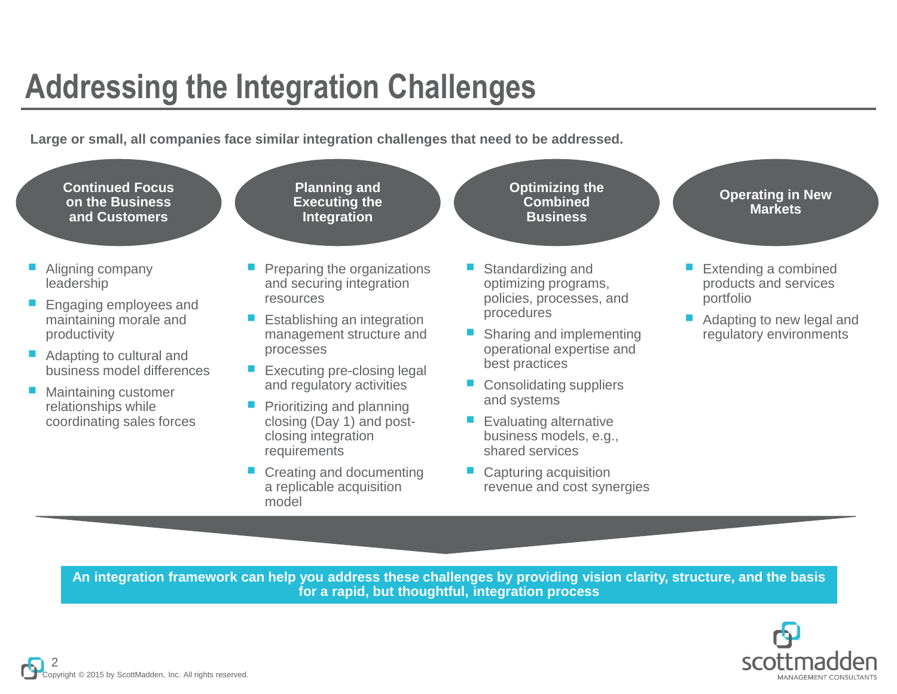# Addressing the Integration Challenges

**Large or small, all companies face similar integration challenges that need to be addressed.**

### Continued Focus on the Business and Customers

- Aligning company leadership
- Engaging employees and maintaining morale and productivity
- Adapting to cultural and business model differences
- Maintaining customer relationships while coordinating sales forces

### Planning and Executing the Integration

- Preparing the organizations and securing integration resources
- Establishing an integration management structure and processes
- Executing pre-closing legal and regulatory activities
- Prioritizing and planning closing (Day 1) and post-closing integration requirements
- Creating and documenting a replicable acquisition model

### Optimizing the Combined Business

- Standardizing and optimizing programs, policies, processes, and procedures
- Sharing and implementing operational expertise and best practices
- Consolidating suppliers and systems
- Evaluating alternative business models, e.g., shared services
- Capturing acquisition revenue and cost synergies

### Operating in New Markets

- Extending a combined products and services portfolio
- Adapting to new legal and regulatory environments

**An integration framework can help you address these challenges by providing vision clarity, structure, and the basis for a rapid, but thoughtful, integration process**

Copyright © 2015 by ScottMadden, Inc. All rights reserved.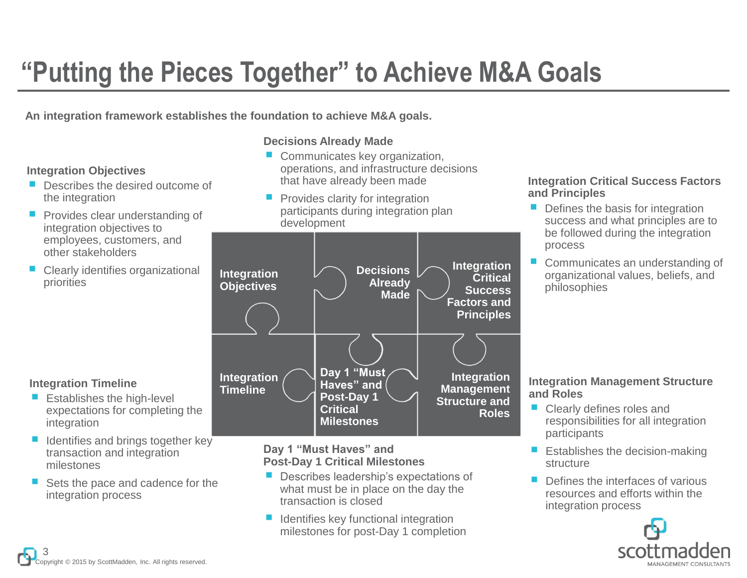# "Putting the Pieces Together" to Achieve M&A Goals

**An integration framework establishes the foundation to achieve M&A goals.**

### Integration Objectives

- Describes the desired outcome of the integration
- Provides clear understanding of integration objectives to employees, customers, and other stakeholders
- Clearly identifies organizational priorities

### Decisions Already Made

- Communicates key organization, operations, and infrastructure decisions that have already been made
- Provides clarity for integration participants during integration plan development

### Integration Critical Success Factors and Principles

- Defines the basis for integration success and what principles are to be followed during the integration process
- Communicates an understanding of organizational values, beliefs, and philosophies

Integration Objectives | Decisions Already Made | Integration Critical Success Factors and Principles | Integration Timeline | Day 1 "Must Haves" and Post-Day 1 Critical Milestones | Integration Management Structure and Roles

### Integration Timeline

- Establishes the high-level expectations for completing the integration
- Identifies and brings together key transaction and integration milestones
- Sets the pace and cadence for the integration process

### Day 1 "Must Haves" and Post-Day 1 Critical Milestones

- Describes leadership's expectations of what must be in place on the day the transaction is closed
- Identifies key functional integration milestones for post-Day 1 completion

### Integration Management Structure and Roles

- Clearly defines roles and responsibilities for all integration participants
- Establishes the decision-making structure
- Defines the interfaces of various resources and efforts within the integration process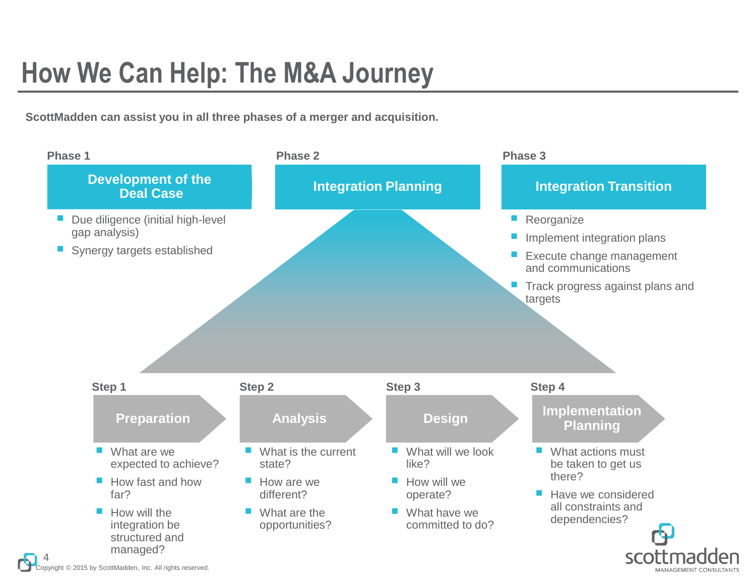# How We Can Help: The M&A Journey

**ScottMadden can assist you in all three phases of a merger and acquisition.**

## Phase 1

### Development of the Deal Case

- Due diligence (initial high-level gap analysis)
- Synergy targets established

## Phase 2

### Integration Planning

#### Step 1

##### Preparation

- What are we expected to achieve?
- How fast and how far?
- How will the integration be structured and managed?

#### Step 2

##### Analysis

- What is the current state?
- How are we different?
- What are the opportunities?

#### Step 3

##### Design

- What will we look like?
- How will we operate?
- What have we committed to do?

#### Step 4

##### Implementation Planning

- What actions must be taken to get us there?
- Have we considered all constraints and dependencies?

## Phase 3

### Integration Transition

- Reorganize
- Implement integration plans
- Execute change management and communications
- Track progress against plans and targets

Copyright © 2015 by ScottMadden, Inc. All rights reserved.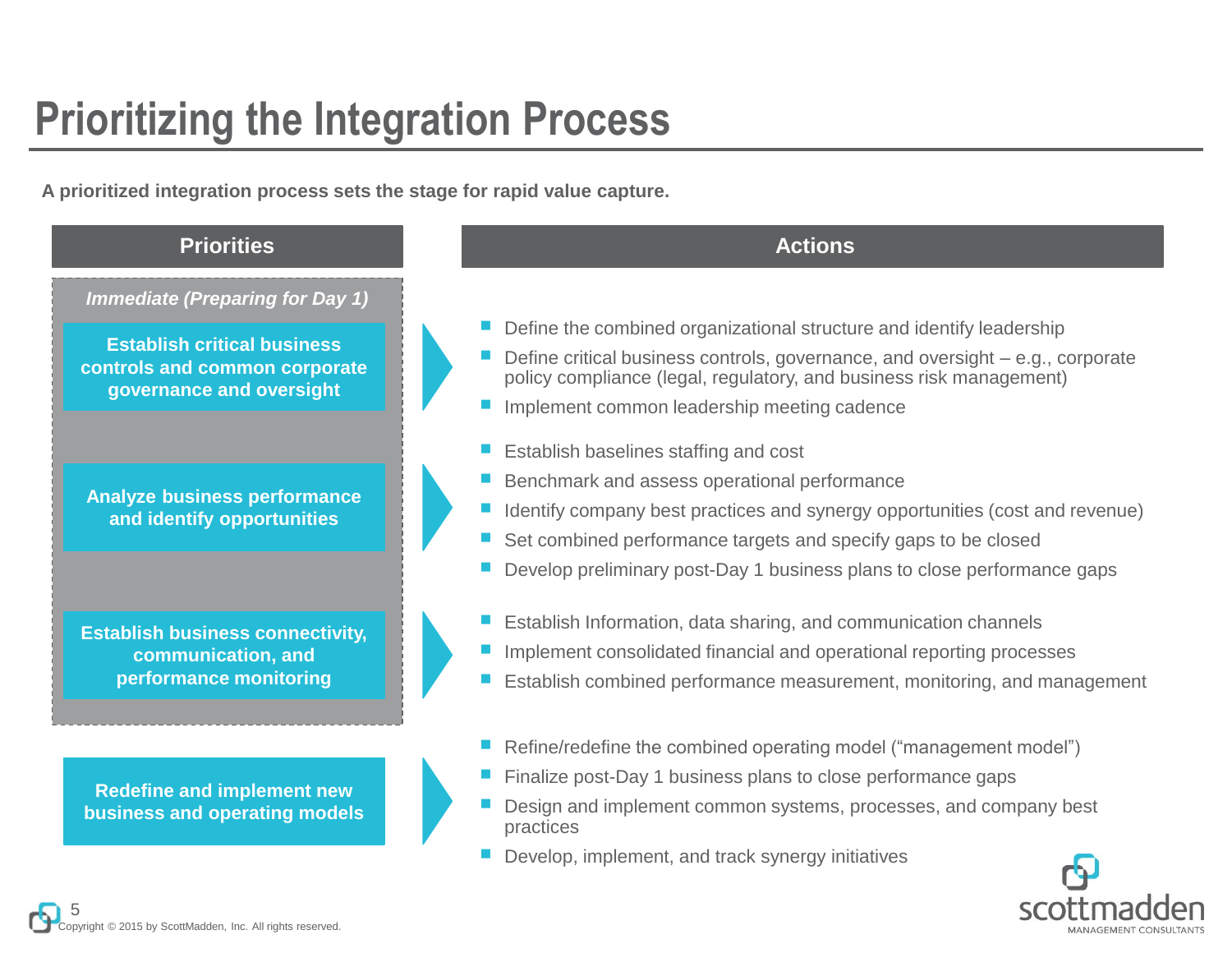# Prioritizing the Integration Process

**A prioritized integration process sets the stage for rapid value capture.**

| Priorities | Actions |
|---|---|
| *Immediate (Preparing for Day 1)* | |
| **Establish critical business controls and common corporate governance and oversight** | - Define the combined organizational structure and identify leadership<br>- Define critical business controls, governance, and oversight – e.g., corporate policy compliance (legal, regulatory, and business risk management)<br>- Implement common leadership meeting cadence |
| **Analyze business performance and identify opportunities** | - Establish baselines staffing and cost<br>- Benchmark and assess operational performance<br>- Identify company best practices and synergy opportunities (cost and revenue)<br>- Set combined performance targets and specify gaps to be closed<br>- Develop preliminary post-Day 1 business plans to close performance gaps |
| **Establish business connectivity, communication, and performance monitoring** | - Establish Information, data sharing, and communication channels<br>- Implement consolidated financial and operational reporting processes<br>- Establish combined performance measurement, monitoring, and management |
| **Redefine and implement new business and operating models** | - Refine/redefine the combined operating model ("management model")<br>- Finalize post-Day 1 business plans to close performance gaps<br>- Design and implement common systems, processes, and company best practices<br>- Develop, implement, and track synergy initiatives |

Copyright © 2015 by ScottMadden, Inc. All rights reserved.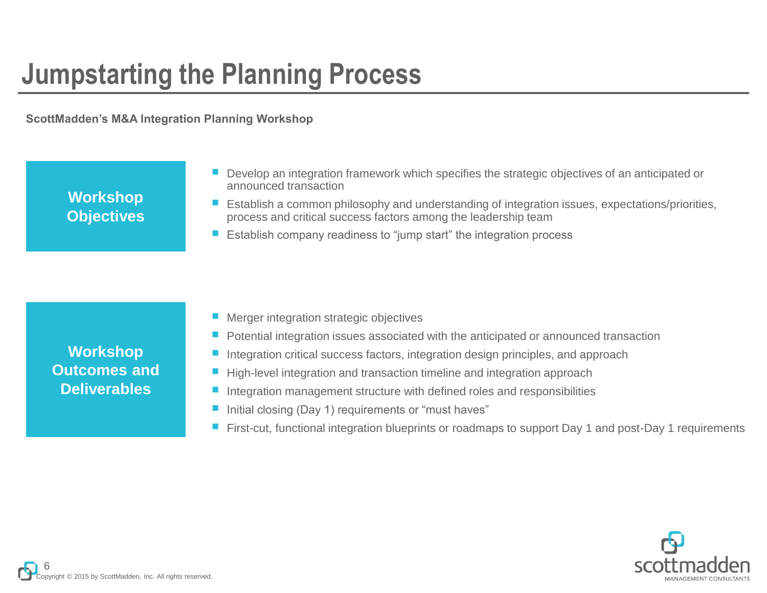# Jumpstarting the Planning Process

**ScottMadden's M&A Integration Planning Workshop**

## Workshop Objectives

- Develop an integration framework which specifies the strategic objectives of an anticipated or announced transaction
- Establish a common philosophy and understanding of integration issues, expectations/priorities, process and critical success factors among the leadership team
- Establish company readiness to "jump start" the integration process

## Workshop Outcomes and Deliverables

- Merger integration strategic objectives
- Potential integration issues associated with the anticipated or announced transaction
- Integration critical success factors, integration design principles, and approach
- High-level integration and transaction timeline and integration approach
- Integration management structure with defined roles and responsibilities
- Initial closing (Day 1) requirements or "must haves"
- First-cut, functional integration blueprints or roadmaps to support Day 1 and post-Day 1 requirements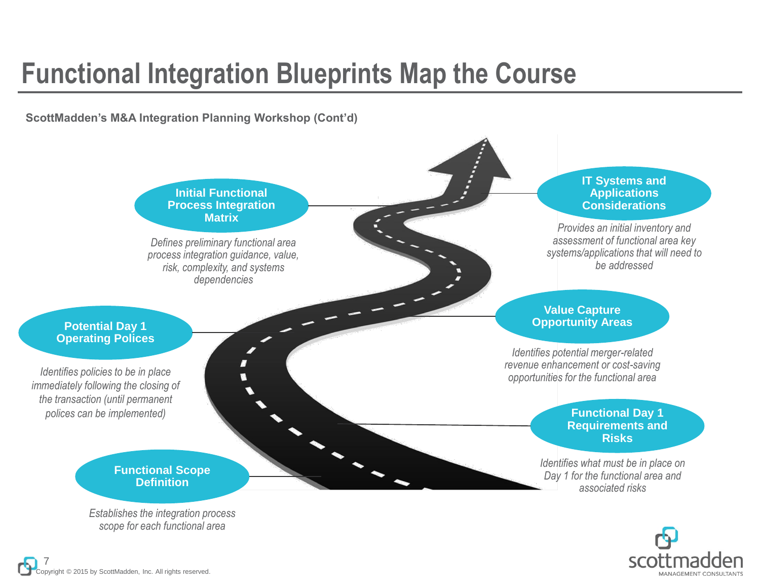# Functional Integration Blueprints Map the Course

**ScottMadden's M&A Integration Planning Workshop (Cont'd)**

**Functional Scope Definition**

*Establishes the integration process scope for each functional area*

**Potential Day 1 Operating Polices**

*Identifies policies to be in place immediately following the closing of the transaction (until permanent polices can be implemented)*

**Initial Functional Process Integration Matrix**

*Defines preliminary functional area process integration guidance, value, risk, complexity, and systems dependencies*

**IT Systems and Applications Considerations**

*Provides an initial inventory and assessment of functional area key systems/applications that will need to be addressed*

**Value Capture Opportunity Areas**

*Identifies potential merger-related revenue enhancement or cost-saving opportunities for the functional area*

**Functional Day 1 Requirements and Risks**

*Identifies what must be in place on Day 1 for the functional area and associated risks*

Copyright © 2015 by ScottMadden, Inc. All rights reserved.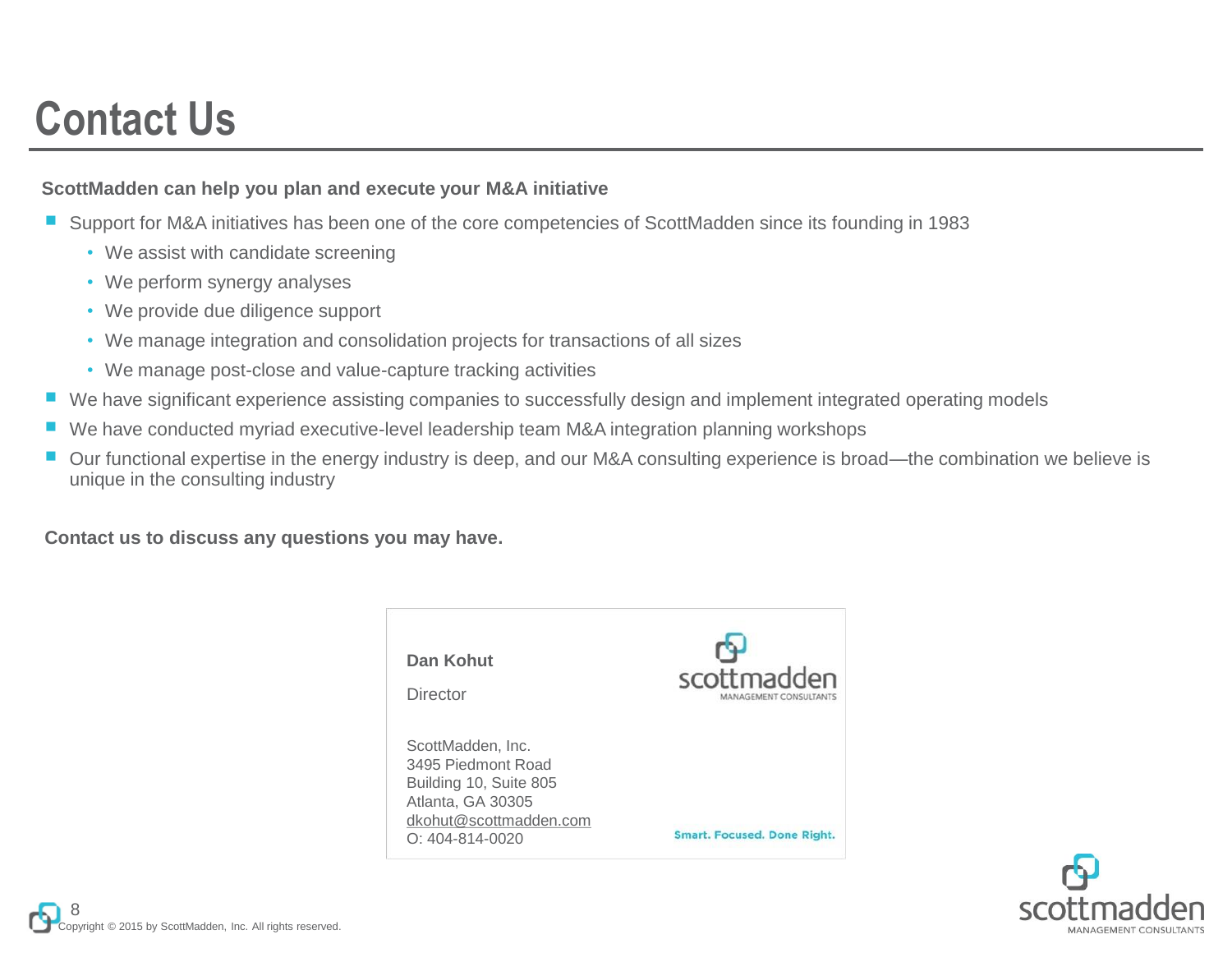# Contact Us

**ScottMadden can help you plan and execute your M&A initiative**

- Support for M&A initiatives has been one of the core competencies of ScottMadden since its founding in 1983
  - We assist with candidate screening
  - We perform synergy analyses
  - We provide due diligence support
  - We manage integration and consolidation projects for transactions of all sizes
  - We manage post-close and value-capture tracking activities
- We have significant experience assisting companies to successfully design and implement integrated operating models
- We have conducted myriad executive-level leadership team M&A integration planning workshops
- Our functional expertise in the energy industry is deep, and our M&A consulting experience is broad—the combination we believe is unique in the consulting industry

**Contact us to discuss any questions you may have.**

**Dan Kohut**

Director

ScottMadden, Inc.
3495 Piedmont Road
Building 10, Suite 805
Atlanta, GA 30305
dkohut@scottmadden.com
O: 404-814-0020

scottmadden MANAGEMENT CONSULTANTS

Smart. Focused. Done Right.

Copyright © 2015 by ScottMadden, Inc. All rights reserved.